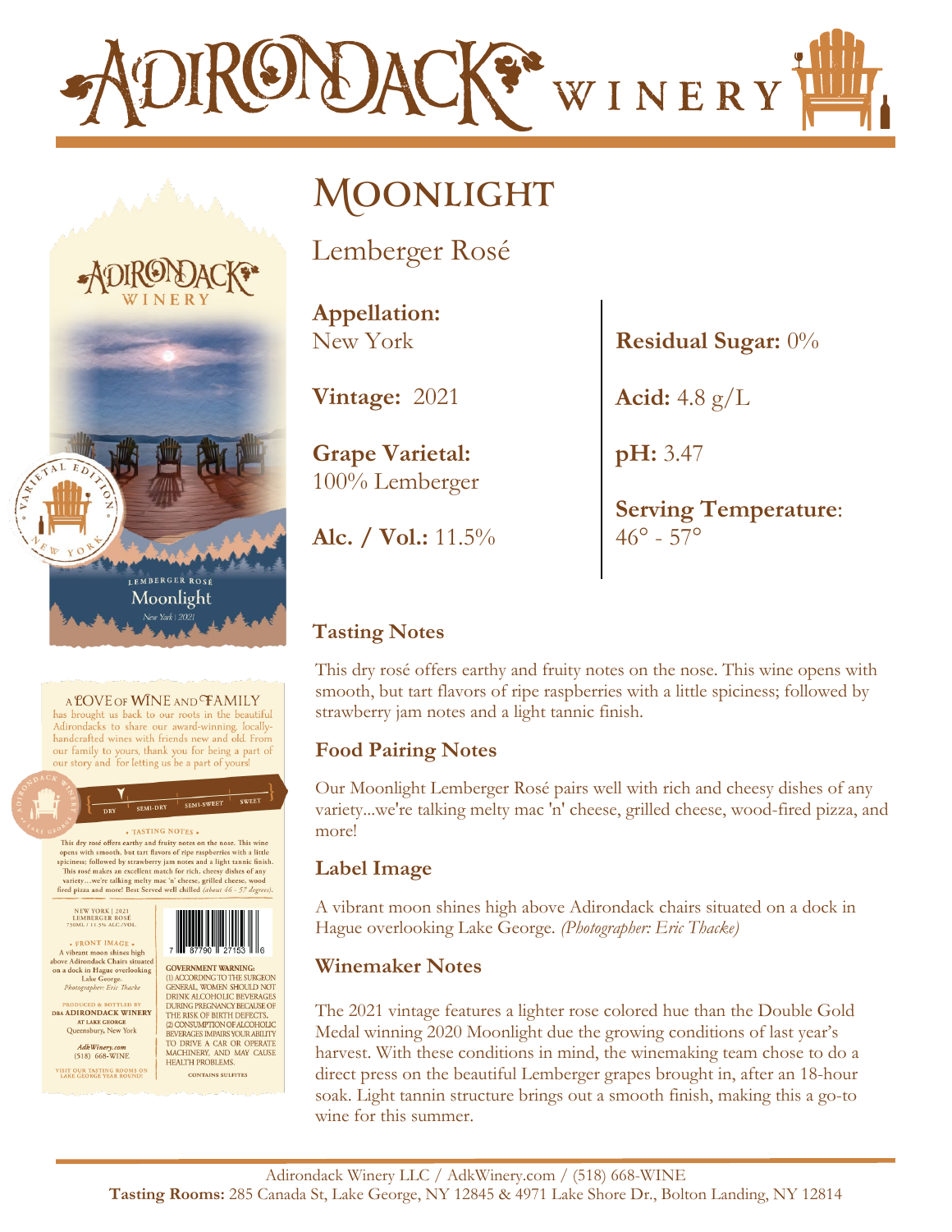# Adirondack Winery

## Moonlight

Lemberger Rosé

**Appellation:**
New York

**Vintage:** 2021

**Grape Varietal:**
100% Lemberger

**Alc. / Vol.:** 11.5%

**Residual Sugar:** 0%

**Acid:** 4.8 g/L

**pH:** 3.47

**Serving Temperature**:
46° - 57°

### Tasting Notes

This dry rosé offers earthy and fruity notes on the nose. This wine opens with smooth, but tart flavors of ripe raspberries with a little spiciness; followed by strawberry jam notes and a light tannic finish.

### Food Pairing Notes

Our Moonlight Lemberger Rosé pairs well with rich and cheesy dishes of any variety...we're talking melty mac 'n' cheese, grilled cheese, wood-fired pizza, and more!

### Label Image

A vibrant moon shines high above Adirondack chairs situated on a dock in Hague overlooking Lake George. *(Photographer: Eric Thacke)*

### Winemaker Notes

The 2021 vintage features a lighter rose colored hue than the Double Gold Medal winning 2020 Moonlight due the growing conditions of last year's harvest. With these conditions in mind, the winemaking team chose to do a direct press on the beautiful Lemberger grapes brought in, after an 18-hour soak. Light tannin structure brings out a smooth finish, making this a go-to wine for this summer.

Adirondack Winery LLC / AdkWinery.com / (518) 668-WINE
**Tasting Rooms:** 285 Canada St, Lake George, NY 12845 & 4971 Lake Shore Dr., Bolton Landing, NY 12814